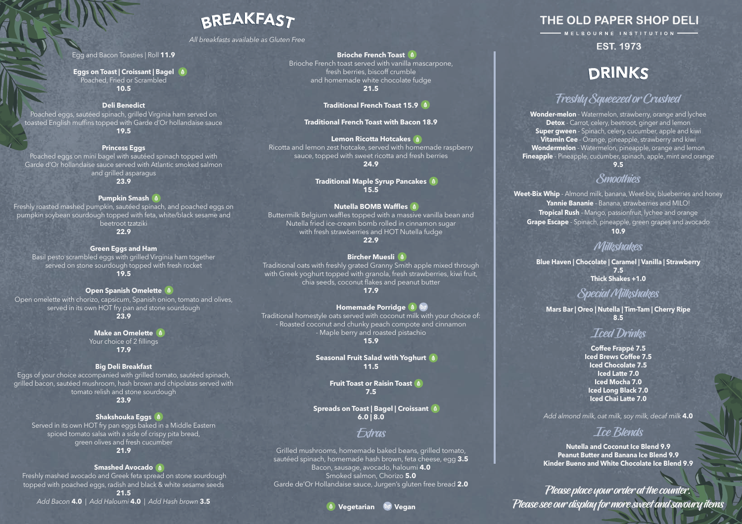# BREAKFAST

*All breakfasts available as Gluten Free*

Egg and Bacon Toasties | Roll **11.9**

**Eggs on Toast | Croissant | Bagel** (V)
Poached, Fried or Scrambled
**10.5**

**Deli Benedict**
Poached eggs, sautéed spinach, grilled Virginia ham served on toasted English muffins topped with Garde d'Or hollandaise sauce
**19.5**

**Princess Eggs**
Poached eggs on mini bagel with sautéed spinach topped with Garde d'Or hollandaise sauce served with Atlantic smoked salmon and grilled asparagus
**23.9**

**Pumpkin Smash** (V)
Freshly roasted mashed pumpkin, sautéed spinach, and poached eggs on pumpkin soybean sourdough topped with feta, white/black sesame and beetroot tzatziki
**22.9**

**Green Eggs and Ham**
Basil pesto scrambled eggs with grilled Virginia ham together served on stone sourdough topped with fresh rocket
**19.5**

**Open Spanish Omelette** (V)
Open omelette with chorizo, capsicum, Spanish onion, tomato and olives, served in its own HOT fry pan and stone sourdough
**23.9**

**Make an Omelette** (V)
Your choice of 2 fillings
**17.9**

**Big Deli Breakfast**
Eggs of your choice accompanied with grilled tomato, sautéed spinach, grilled bacon, sautéed mushroom, hash brown and chipolatas served with tomato relish and stone sourdough
**23.9**

**Shakshouka Eggs** (V)
Served in its own HOT fry pan eggs baked in a Middle Eastern spiced tomato salsa with a side of crispy pita bread, green olives and fresh cucumber
**21.9**

**Smashed Avocado** (V)
Freshly mashed avocado and Greek feta spread on stone sourdough topped with poached eggs, radish and black & white sesame seeds
**21.5**
*Add Bacon* **4.0** | *Add Haloumi* **4.0** | *Add Hash brown* **3.5**

**Brioche French Toast** (V)
Brioche French toast served with vanilla mascarpone, fresh berries, biscoff crumble and homemade white chocolate fudge
**21.5**

**Traditional French Toast 15.9** (V)

**Traditional French Toast with Bacon 18.9**

**Lemon Ricotta Hotcakes** (V)
Ricotta and lemon zest hotcake, served with homemade raspberry sauce, topped with sweet ricotta and fresh berries
**24.9**

**Traditional Maple Syrup Pancakes** (V)
**15.5**

**Nutella BOMB Waffles** (V)
Buttermilk Belgium waffles topped with a massive vanilla bean and Nutella fried ice-cream bomb rolled in cinnamon sugar with fresh strawberries and HOT Nutella fudge
**22.9**

**Bircher Muesli** (V)
Traditional oats with freshly grated Granny Smith apple mixed through with Greek yoghurt topped with granola, fresh strawberries, kiwi fruit, chia seeds, coconut flakes and peanut butter
**17.9**

**Homemade Porridge** (V) (VG)
Traditional homestyle oats served with coconut milk with your choice of:
- Roasted coconut and chunky peach compote and cinnamon
- Maple berry and roasted pistachio

**15.9**

**Seasonal Fruit Salad with Yoghurt** (V)
**11.5**

**Fruit Toast or Raisin Toast** (V)
**7.5**

**Spreads on Toast | Bagel | Croissant** (V)
**6.0 | 8.0**

## Extras

Grilled mushrooms, homemade baked beans, grilled tomato, sautéed spinach, homemade hash brown, feta cheese, egg **3.5**
Bacon, sausage, avocado, haloumi **4.0**
Smoked salmon, Chorizo **5.0**
Garde de'Or Hollandaise sauce, Jurgen's gluten free bread **2.0**

(V) **Vegetarian** (VG) **Vegan**

# THE OLD PAPER SHOP DELI

MELBOURNE INSTITUTION

**EST. 1973**

# DRINKS

## Freshly Squeezed or Crushed

**Wonder-melon** - Watermelon, strawberry, orange and lychee
**Detox** - Carrot, celery, beetroot, ginger and lemon
**Super gween** - Spinach, celery, cucumber, apple and kiwi
**Vitamin Cee** - Orange, pineapple, strawberry and kiwi
**Wondermelon** - Watermelon, pineapple, orange and lemon
**Fineapple** - Pineapple, cucumber, spinach, apple, mint and orange
**9.5**

## Smoothies

**Weet-Bix Whip** - Almond milk, banana, Weet-bix, blueberries and honey
**Yannie Bananie** - Banana, strawberries and MILO!
**Tropical Rush** - Mango, passionfruit, lychee and orange
**Grape Escape** - Spinach, pineapple, green grapes and avocado
**10.9**

## Milkshakes

**Blue Haven | Chocolate | Caramel | Vanilla | Strawberry**
**7.5**
**Thick Shakes +1.0**

## Special Milkshakes

**Mars Bar | Oreo | Nutella | Tim-Tam | Cherry Ripe**
**8.5**

## Iced Drinks

**Coffee Frappé 7.5**
**Iced Brews Coffee 7.5**
**Iced Chocolate 7.5**
**Iced Latte 7.0**
**Iced Mocha 7.0**
**Iced Long Black 7.0**
**Iced Chai Latte 7.0**

*Add almond milk, oat milk, soy milk, decaf milk* **4.0**

## Ice Blends

**Nutella and Coconut Ice Blend 9.9**
**Peanut Butter and Banana Ice Blend 9.9**
**Kinder Bueno and White Chocolate Ice Blend 9.9**

*Please place your order at the counter.*
*Please see our display for more sweet and savoury items*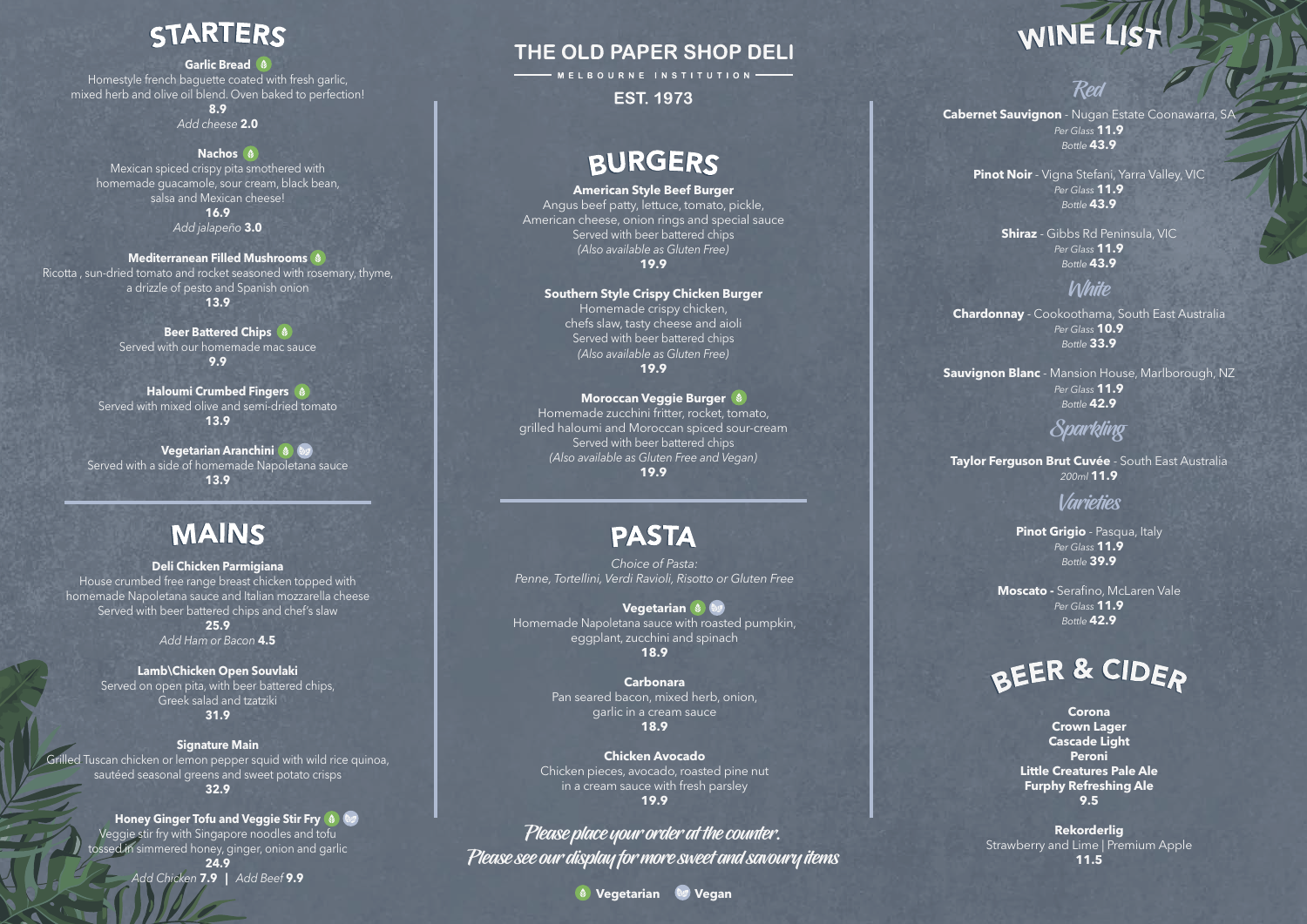# THE OLD PAPER SHOP DELI

MELBOURNE INSTITUTION

EST. 1973

## STARTERS

**Garlic Bread** (Vegetarian)
Homestyle french baguette coated with fresh garlic, mixed herb and olive oil blend. Oven baked to perfection!
**8.9**
*Add cheese* **2.0**

**Nachos** (Vegetarian)
Mexican spiced crispy pita smothered with homemade guacamole, sour cream, black bean, salsa and Mexican cheese!
**16.9**
*Add jalapeño* **3.0**

**Mediterranean Filled Mushrooms** (Vegetarian)
Ricotta , sun-dried tomato and rocket seasoned with rosemary, thyme, a drizzle of pesto and Spanish onion
**13.9**

**Beer Battered Chips** (Vegetarian)
Served with our homemade mac sauce
**9.9**

**Haloumi Crumbed Fingers** (Vegetarian)
Served with mixed olive and semi-dried tomato
**13.9**

**Vegetarian Aranchini** (Vegetarian) (Vegan)
Served with a side of homemade Napoletana sauce
**13.9**

## MAINS

**Deli Chicken Parmigiana**
House crumbed free range breast chicken topped with homemade Napoletana sauce and Italian mozzarella cheese
Served with beer battered chips and chef's slaw
**25.9**
*Add Ham or Bacon* **4.5**

**Lamb\Chicken Open Souvlaki**
Served on open pita, with beer battered chips, Greek salad and tzatziki
**31.9**

**Signature Main**
Grilled Tuscan chicken or lemon pepper squid with wild rice quinoa, sautéed seasonal greens and sweet potato crisps
**32.9**

**Honey Ginger Tofu and Veggie Stir Fry** (Vegetarian) (Vegan)
Veggie stir fry with Singapore noodles and tofu tossed in simmered honey, ginger, onion and garlic
**24.9**
*Add Chicken* **7.9** | *Add Beef* **9.9**

## BURGERS

**American Style Beef Burger**
Angus beef patty, lettuce, tomato, pickle, American cheese, onion rings and special sauce
Served with beer battered chips
*(Also available as Gluten Free)*
**19.9**

**Southern Style Crispy Chicken Burger**
Homemade crispy chicken, chefs slaw, tasty cheese and aioli
Served with beer battered chips
*(Also available as Gluten Free)*
**19.9**

**Moroccan Veggie Burger** (Vegetarian)
Homemade zucchini fritter, rocket, tomato, grilled haloumi and Moroccan spiced sour-cream
Served with beer battered chips
*(Also available as Gluten Free and Vegan)*
**19.9**

## PASTA

*Choice of Pasta:*
*Penne, Tortellini, Verdi Ravioli, Risotto or Gluten Free*

**Vegetarian** (Vegetarian) (Vegan)
Homemade Napoletana sauce with roasted pumpkin, eggplant, zucchini and spinach
**18.9**

**Carbonara**
Pan seared bacon, mixed herb, onion, garlic in a cream sauce
**18.9**

**Chicken Avocado**
Chicken pieces, avocado, roasted pine nut in a cream sauce with fresh parsley
**19.9**

*Please place your order at the counter.*
*Please see our display for more sweet and savoury items*

Vegetarian | Vegan

## WINE LIST

### Red

**Cabernet Sauvignon** - Nugan Estate Coonawarra, SA
*Per Glass* **11.9**
*Bottle* **43.9**

**Pinot Noir** - Vigna Stefani, Yarra Valley, VIC
*Per Glass* **11.9**
*Bottle* **43.9**

**Shiraz** - Gibbs Rd Peninsula, VIC
*Per Glass* **11.9**
*Bottle* **43.9**

### White

**Chardonnay** - Cookoothama, South East Australia
*Per Glass* **10.9**
*Bottle* **33.9**

**Sauvignon Blanc** - Mansion House, Marlborough, NZ
*Per Glass* **11.9**
*Bottle* **42.9**

### Sparkling

**Taylor Ferguson Brut Cuvée** - South East Australia
*200ml* **11.9**

### Varieties

**Pinot Grigio** - Pasqua, Italy
*Per Glass* **11.9**
*Bottle* **39.9**

**Moscato -** Serafino, McLaren Vale
*Per Glass* **11.9**
*Bottle* **42.9**

## BEER & CIDER

**Corona**
**Crown Lager**
**Cascade Light**
**Peroni**
**Little Creatures Pale Ale**
**Furphy Refreshing Ale**
**9.5**

**Rekorderlig**
Strawberry and Lime | Premium Apple
**11.5**